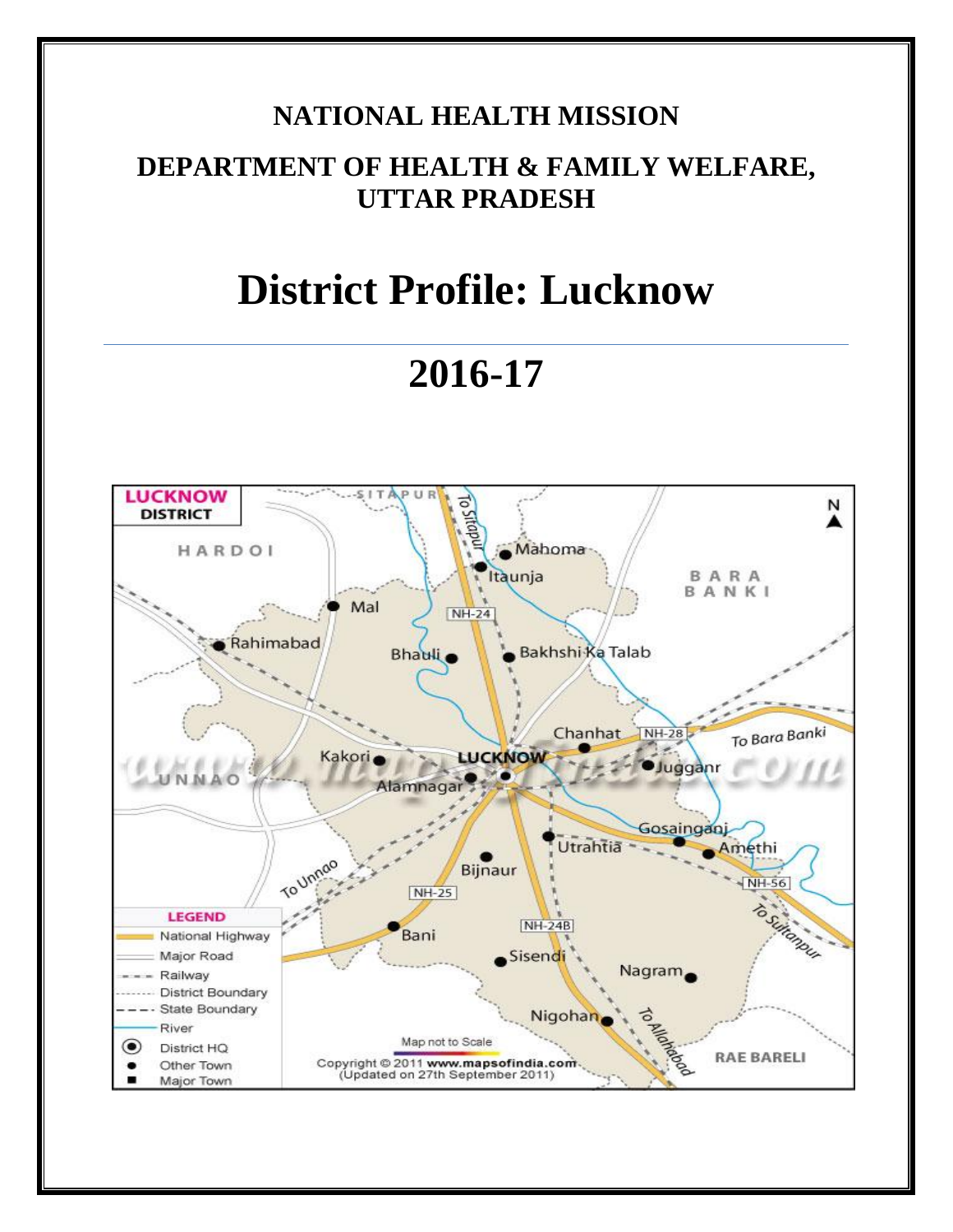**NATIONAL HEALTH MISSION**

**DEPARTMENT OF HEALTH & FAMILY WELFARE, UTTAR PRADESH**

# District Profile: Lucknow

---

# 2016-17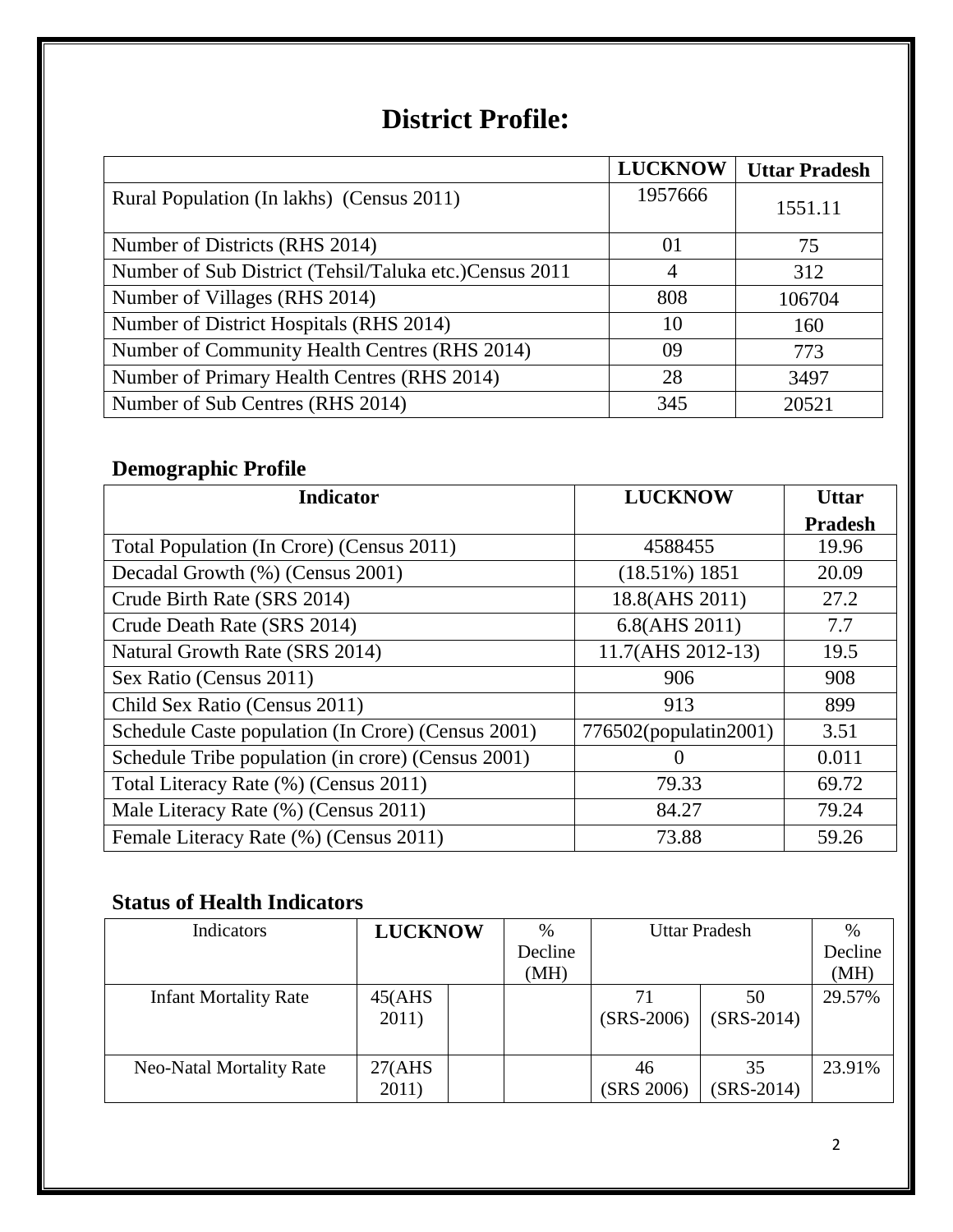# District Profile:

| | LUCKNOW | Uttar Pradesh |
|---|---|---|
| Rural Population (In lakhs) (Census 2011) | 1957666 | 1551.11 |
| Number of Districts (RHS 2014) | 01 | 75 |
| Number of Sub District (Tehsil/Taluka etc.)Census 2011 | 4 | 312 |
| Number of Villages (RHS 2014) | 808 | 106704 |
| Number of District Hospitals (RHS 2014) | 10 | 160 |
| Number of Community Health Centres (RHS 2014) | 09 | 773 |
| Number of Primary Health Centres (RHS 2014) | 28 | 3497 |
| Number of Sub Centres (RHS 2014) | 345 | 20521 |

## Demographic Profile

| Indicator | LUCKNOW | Uttar Pradesh |
|---|---|---|
| Total Population (In Crore) (Census 2011) | 4588455 | 19.96 |
| Decadal Growth (%) (Census 2001) | (18.51%) 1851 | 20.09 |
| Crude Birth Rate (SRS 2014) | 18.8(AHS 2011) | 27.2 |
| Crude Death Rate (SRS 2014) | 6.8(AHS 2011) | 7.7 |
| Natural Growth Rate (SRS 2014) | 11.7(AHS 2012-13) | 19.5 |
| Sex Ratio (Census 2011) | 906 | 908 |
| Child Sex Ratio (Census 2011) | 913 | 899 |
| Schedule Caste population (In Crore) (Census 2001) | 776502(populatin2001) | 3.51 |
| Schedule Tribe population (in crore) (Census 2001) | 0 | 0.011 |
| Total Literacy Rate (%) (Census 2011) | 79.33 | 69.72 |
| Male Literacy Rate (%) (Census 2011) | 84.27 | 79.24 |
| Female Literacy Rate (%) (Census 2011) | 73.88 | 59.26 |

## Status of Health Indicators

| Indicators | LUCKNOW | | % Decline (MH) | Uttar Pradesh | | % Decline (MH) |
|---|---|---|---|---|---|---|
| Infant Mortality Rate | 45(AHS 2011) | | | 71 (SRS-2006) | 50 (SRS-2014) | 29.57% |
| Neo-Natal Mortality Rate | 27(AHS 2011) | | | 46 (SRS 2006) | 35 (SRS-2014) | 23.91% |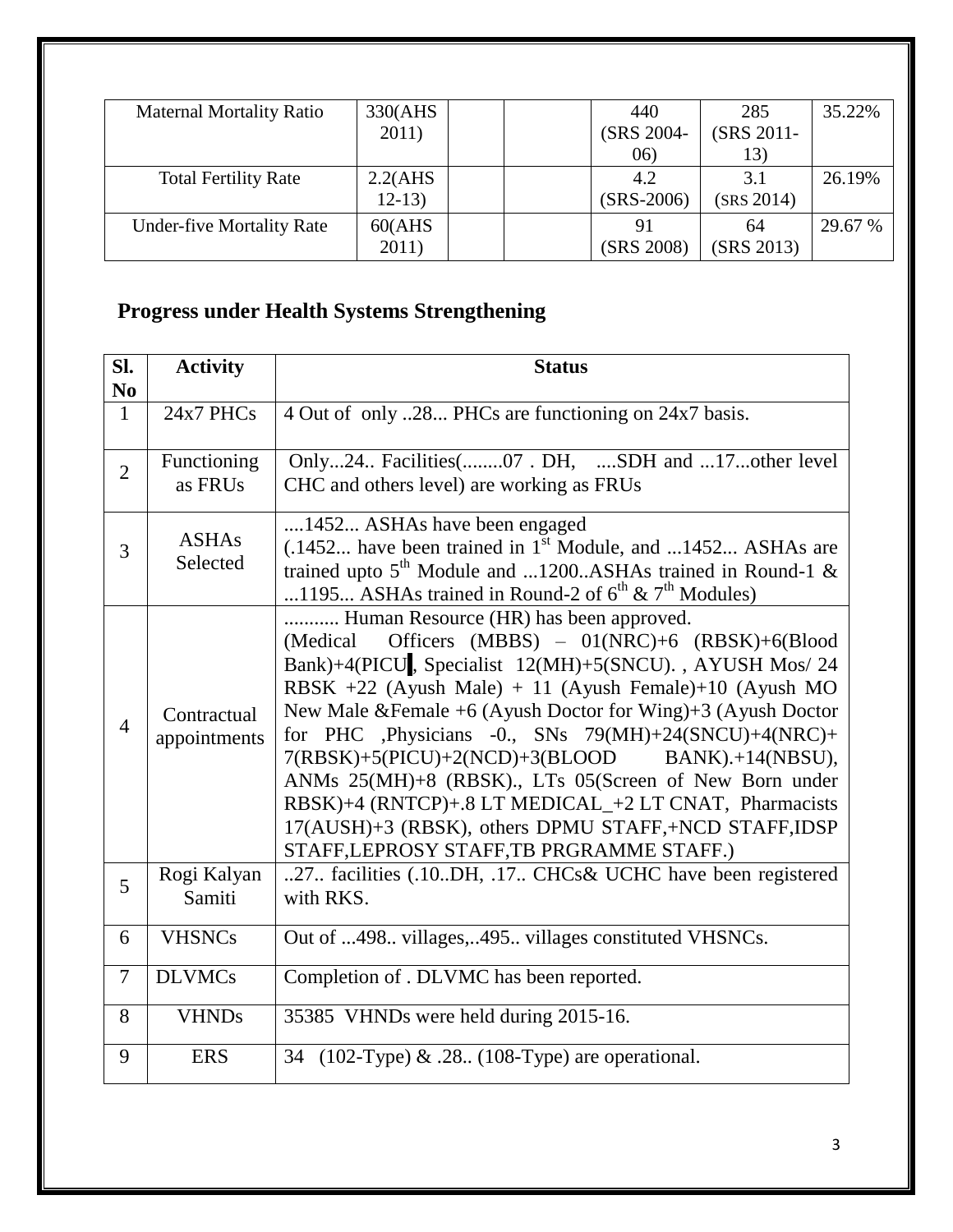| Maternal Mortality Ratio | 330(AHS 2011) | | | 440 (SRS 2004-06) | 285 (SRS 2011-13) | 35.22% |
|---|---|---|---|---|---|---|
| Total Fertility Rate | 2.2(AHS 12-13) | | | 4.2 (SRS-2006) | 3.1 (SRS 2014) | 26.19% |
| Under-five Mortality Rate | 60(AHS 2011) | | | 91 (SRS 2008) | 64 (SRS 2013) | 29.67 % |

## Progress under Health Systems Strengthening

| Sl. No | Activity | Status |
|---|---|---|
| 1 | 24x7 PHCs | 4 Out of only ..28... PHCs are functioning on 24x7 basis. |
| 2 | Functioning as FRUs | Only...24.. Facilities(........07 . DH, ....SDH and ...17...other level CHC and others level) are working as FRUs |
| 3 | ASHAs Selected | ....1452... ASHAs have been engaged (.1452... have been trained in 1st Module, and ...1452... ASHAs are trained upto 5th Module and ...1200..ASHAs trained in Round-1 & ...1195... ASHAs trained in Round-2 of 6th & 7th Modules) |
| 4 | Contractual appointments | ........... Human Resource (HR) has been approved. (Medical Officers (MBBS) – 01(NRC)+6 (RBSK)+6(Blood Bank)+4(PICU, Specialist 12(MH)+5(SNCU). , AYUSH Mos/ 24 RBSK +22 (Ayush Male) + 11 (Ayush Female)+10 (Ayush MO New Male &Female +6 (Ayush Doctor for Wing)+3 (Ayush Doctor for PHC ,Physicians -0., SNs 79(MH)+24(SNCU)+4(NRC)+ 7(RBSK)+5(PICU)+2(NCD)+3(BLOOD BANK).+14(NBSU), ANMs 25(MH)+8 (RBSK)., LTs 05(Screen of New Born under RBSK)+4 (RNTCP)+.8 LT MEDICAL_+2 LT CNAT, Pharmacists 17(AUSH)+3 (RBSK), others DPMU STAFF,+NCD STAFF,IDSP STAFF,LEPROSY STAFF,TB PRGRAMME STAFF.) |
| 5 | Rogi Kalyan Samiti | ..27.. facilities (.10..DH, .17.. CHCs& UCHC have been registered with RKS. |
| 6 | VHSNCs | Out of ...498.. villages,..495.. villages constituted VHSNCs. |
| 7 | DLVMCs | Completion of . DLVMC has been reported. |
| 8 | VHNDs | 35385 VHNDs were held during 2015-16. |
| 9 | ERS | 34 (102-Type) & .28.. (108-Type) are operational. |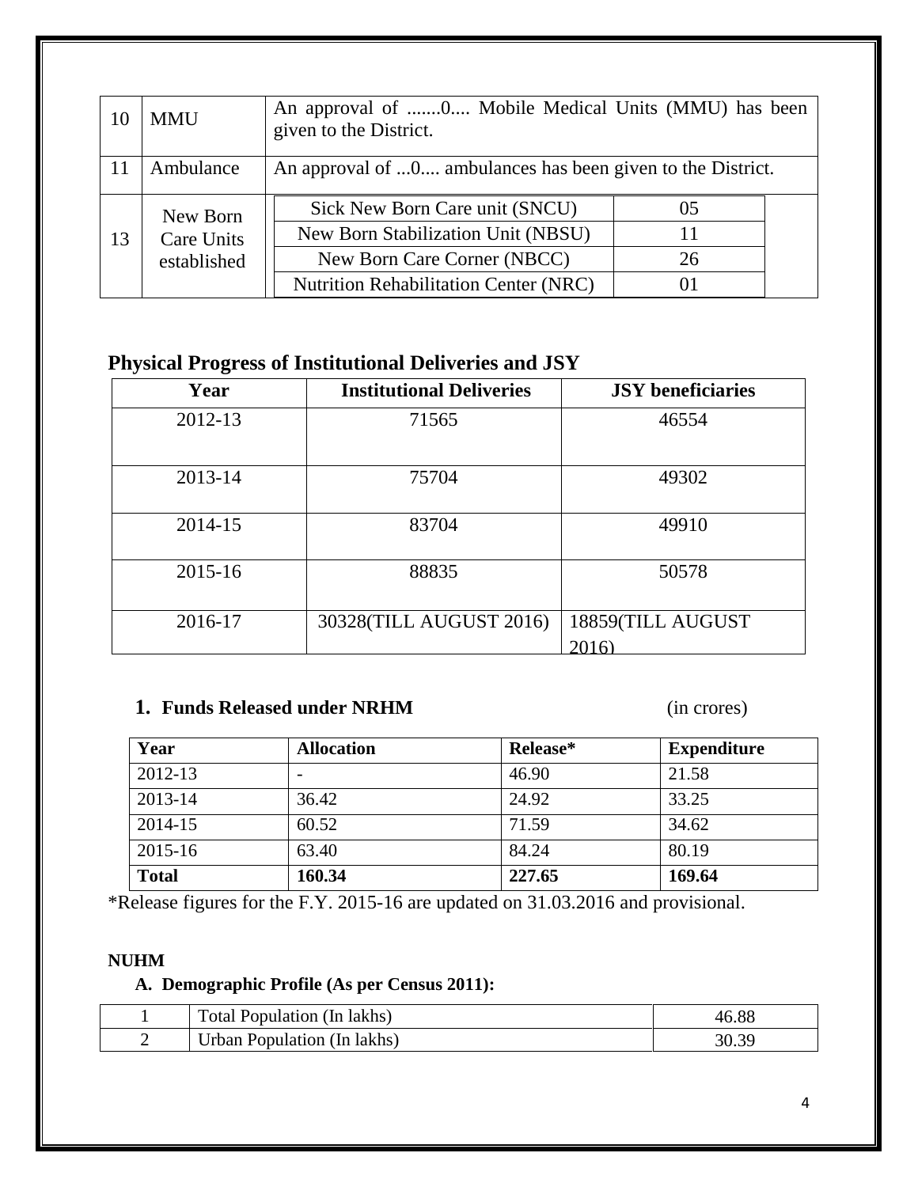| 10 | MMU | An approval of .......0.... Mobile Medical Units (MMU) has been given to the District. | |
|---|---|---|---|
| 11 | Ambulance | An approval of ...0.... ambulances has been given to the District. | |
| 13 | New Born Care Units established | Sick New Born Care unit (SNCU) | 05 |
| | | New Born Stabilization Unit (NBSU) | 11 |
| | | New Born Care Corner (NBCC) | 26 |
| | | Nutrition Rehabilitation Center (NRC) | 01 |

## Physical Progress of Institutional Deliveries and JSY

| Year | Institutional Deliveries | JSY beneficiaries |
|---|---|---|
| 2012-13 | 71565 | 46554 |
| 2013-14 | 75704 | 49302 |
| 2014-15 | 83704 | 49910 |
| 2015-16 | 88835 | 50578 |
| 2016-17 | 30328(TILL AUGUST 2016) | 18859(TILL AUGUST 2016) |

### 1. Funds Released under NRHM (in crores)

| Year | Allocation | Release* | Expenditure |
|---|---|---|---|
| 2012-13 | - | 46.90 | 21.58 |
| 2013-14 | 36.42 | 24.92 | 33.25 |
| 2014-15 | 60.52 | 71.59 | 34.62 |
| 2015-16 | 63.40 | 84.24 | 80.19 |
| **Total** | **160.34** | **227.65** | **169.64** |

*Release figures for the F.Y. 2015-16 are updated on 31.03.2016 and provisional.

## NUHM

### A. Demographic Profile (As per Census 2011):

| 1 | Total Population (In lakhs) | 46.88 |
|---|---|---|
| 2 | Urban Population (In lakhs) | 30.39 |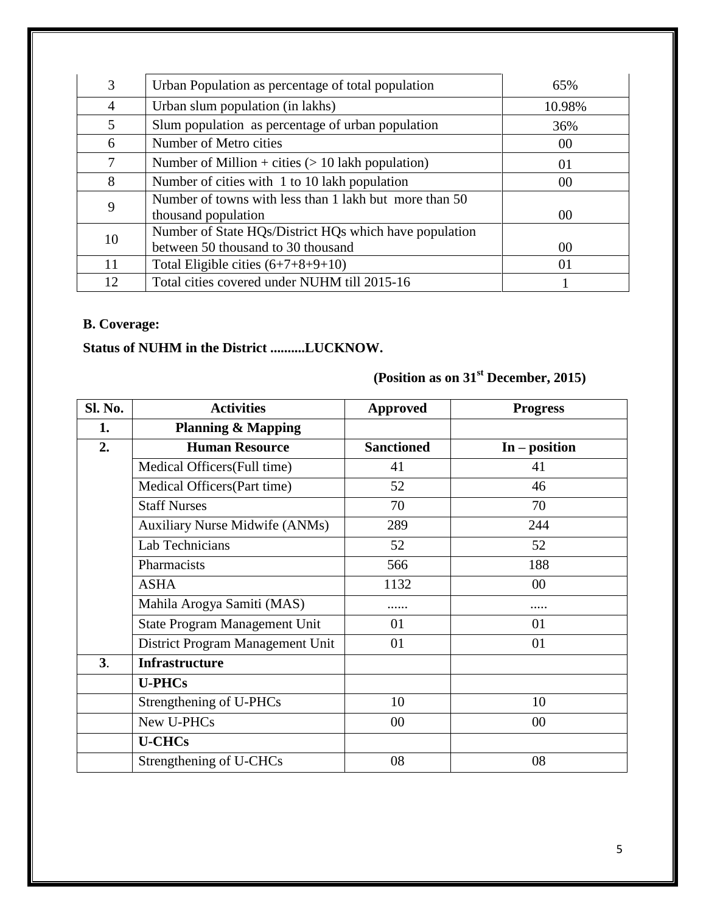| 3 | Urban Population as percentage of total population | 65% |
|---|---|---|
| 4 | Urban slum population (in lakhs) | 10.98% |
| 5 | Slum population as percentage of urban population | 36% |
| 6 | Number of Metro cities | 00 |
| 7 | Number of Million + cities (> 10 lakh population) | 01 |
| 8 | Number of cities with 1 to 10 lakh population | 00 |
| 9 | Number of towns with less than 1 lakh but more than 50 thousand population | 00 |
| 10 | Number of State HQs/District HQs which have population between 50 thousand to 30 thousand | 00 |
| 11 | Total Eligible cities (6+7+8+9+10) | 01 |
| 12 | Total cities covered under NUHM till 2015-16 | 1 |

**B. Coverage:**

**Status of NUHM in the District ..........LUCKNOW.**

**(Position as on 31st December, 2015)**

| Sl. No. | Activities | Approved | Progress |
|---|---|---|---|
| **1.** | **Planning & Mapping** | | |
| **2.** | **Human Resource** | **Sanctioned** | **In – position** |
| | Medical Officers(Full time) | 41 | 41 |
| | Medical Officers(Part time) | 52 | 46 |
| | Staff Nurses | 70 | 70 |
| | Auxiliary Nurse Midwife (ANMs) | 289 | 244 |
| | Lab Technicians | 52 | 52 |
| | Pharmacists | 566 | 188 |
| | ASHA | 1132 | 00 |
| | Mahila Arogya Samiti (MAS) | ...... | ..... |
| | State Program Management Unit | 01 | 01 |
| | District Program Management Unit | 01 | 01 |
| **3**. | **Infrastructure** | | |
| | **U-PHCs** | | |
| | Strengthening of U-PHCs | 10 | 10 |
| | New U-PHCs | 00 | 00 |
| | **U-CHCs** | | |
| | Strengthening of U-CHCs | 08 | 08 |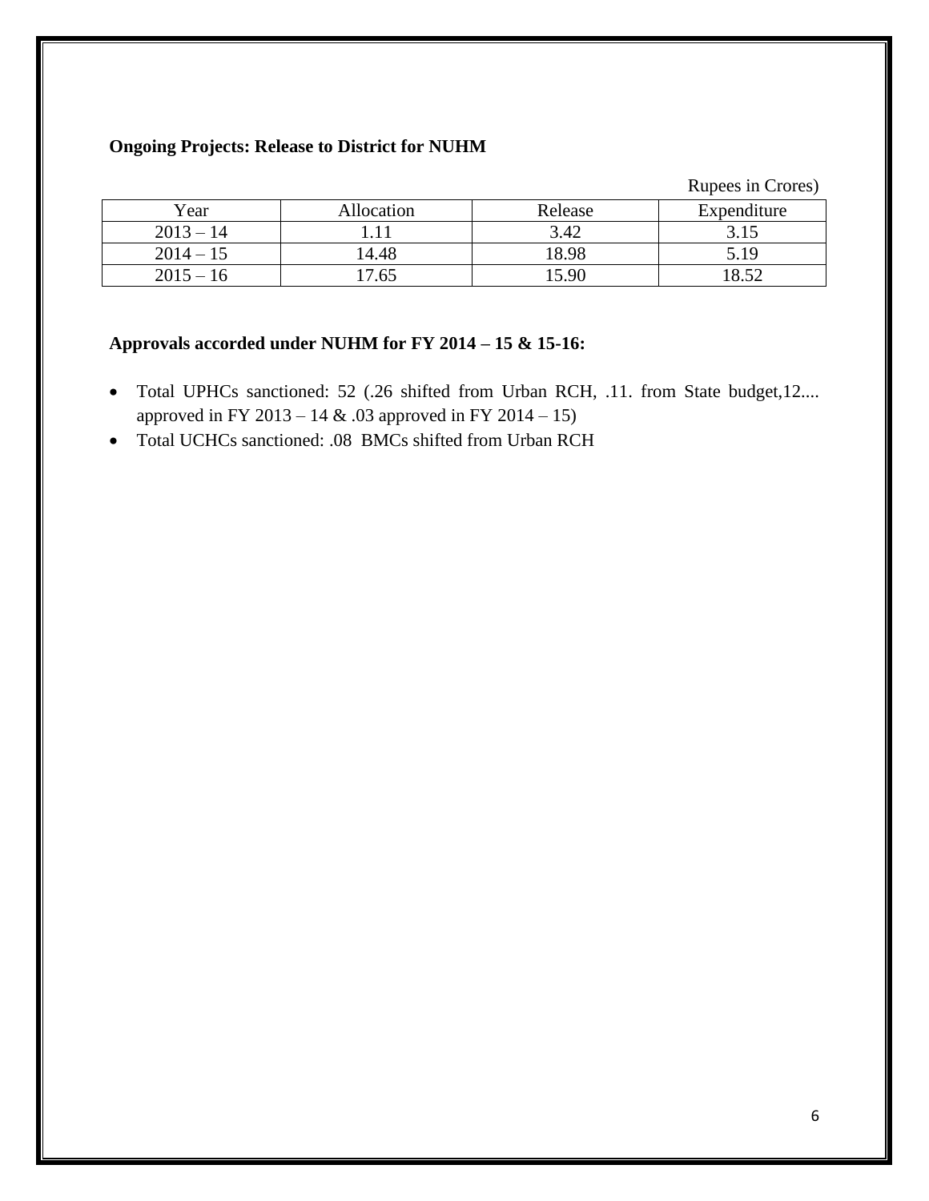**Ongoing Projects: Release to District for NUHM**

Rupees in Crores)

| Year | Allocation | Release | Expenditure |
|---|---|---|---|
| 2013 – 14 | 1.11 | 3.42 | 3.15 |
| 2014 – 15 | 14.48 | 18.98 | 5.19 |
| 2015 – 16 | 17.65 | 15.90 | 18.52 |

**Approvals accorded under NUHM for FY 2014 – 15 & 15-16:**

- Total UPHCs sanctioned: 52 (.26 shifted from Urban RCH, .11. from State budget,12.... approved in FY 2013 – 14 & .03 approved in FY 2014 – 15)
- Total UCHCs sanctioned: .08 BMCs shifted from Urban RCH